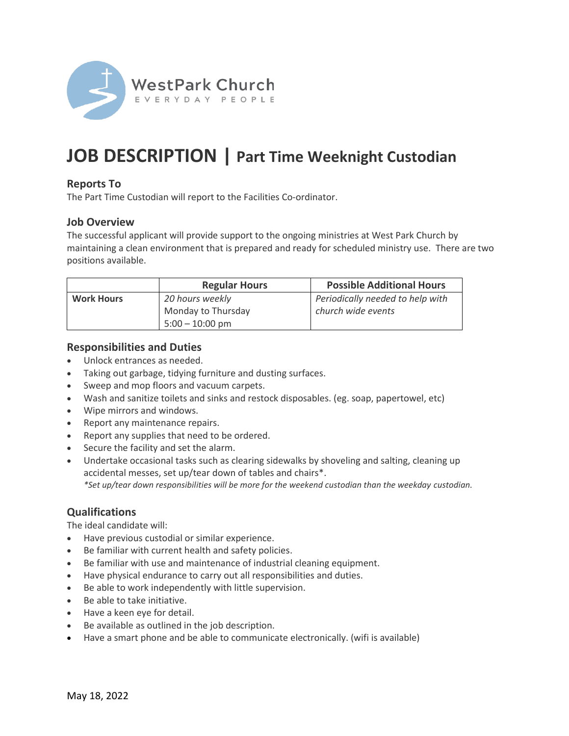WestPark Church
EVERYDAY PEOPLE

# JOB DESCRIPTION | Part Time Weeknight Custodian

### Reports To
The Part Time Custodian will report to the Facilities Co-ordinator.

### Job Overview
The successful applicant will provide support to the ongoing ministries at West Park Church by maintaining a clean environment that is prepared and ready for scheduled ministry use. There are two positions available.

| | Regular Hours | Possible Additional Hours |
|---|---|---|
| **Work Hours** | *20 hours weekly*<br>Monday to Thursday<br>5:00 – 10:00 pm | *Periodically needed to help with church wide events* |

### Responsibilities and Duties
- Unlock entrances as needed.
- Taking out garbage, tidying furniture and dusting surfaces.
- Sweep and mop floors and vacuum carpets.
- Wash and sanitize toilets and sinks and restock disposables. (eg. soap, papertowel, etc)
- Wipe mirrors and windows.
- Report any maintenance repairs.
- Report any supplies that need to be ordered.
- Secure the facility and set the alarm.
- Undertake occasional tasks such as clearing sidewalks by shoveling and salting, cleaning up accidental messes, set up/tear down of tables and chairs*.
  *\*Set up/tear down responsibilities will be more for the weekend custodian than the weekday custodian.*

### Qualifications
The ideal candidate will:
- Have previous custodial or similar experience.
- Be familiar with current health and safety policies.
- Be familiar with use and maintenance of industrial cleaning equipment.
- Have physical endurance to carry out all responsibilities and duties.
- Be able to work independently with little supervision.
- Be able to take initiative.
- Have a keen eye for detail.
- Be available as outlined in the job description.
- Have a smart phone and be able to communicate electronically. (wifi is available)

May 18, 2022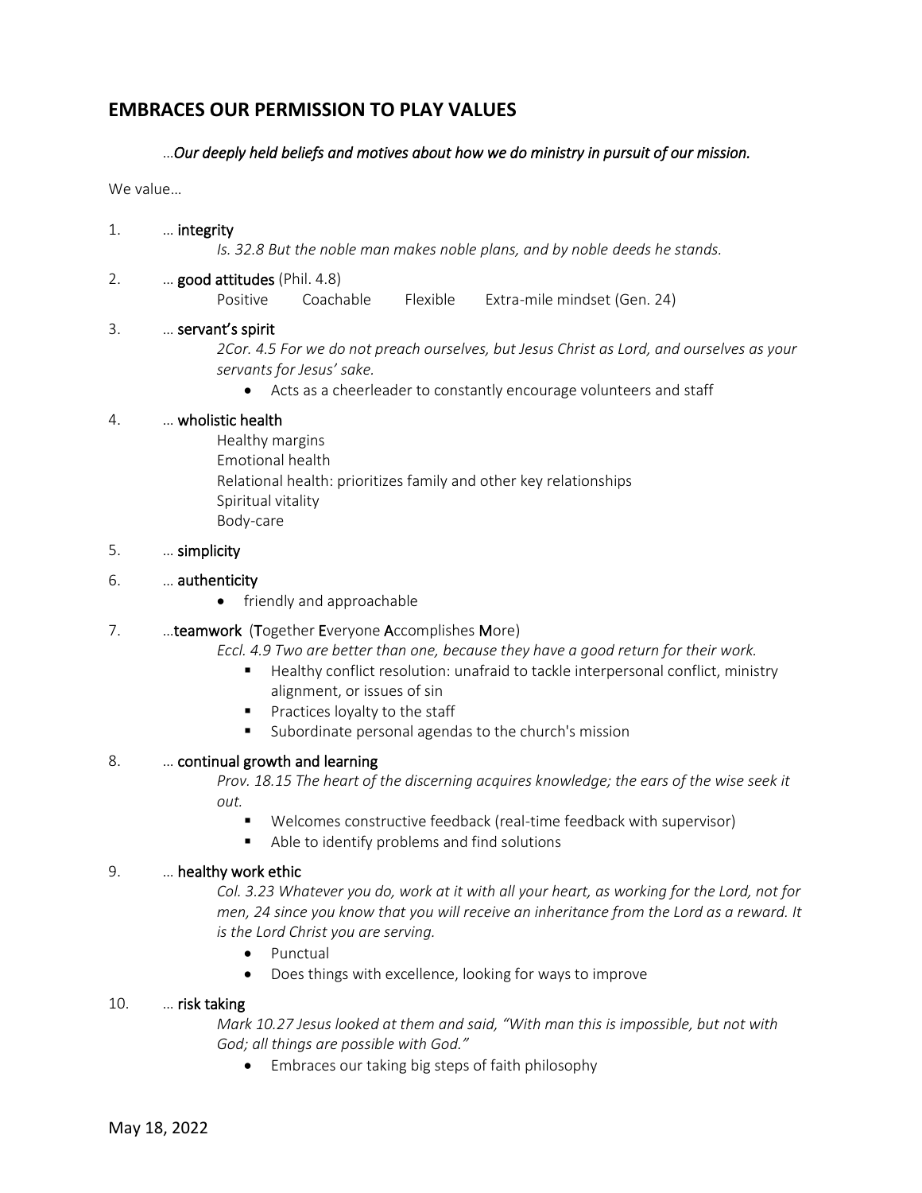## EMBRACES OUR PERMISSION TO PLAY VALUES

…*Our deeply held beliefs and motives about how we do ministry in pursuit of our mission.*

We value…

1. … **integrity**
   *Is. 32.8 But the noble man makes noble plans, and by noble deeds he stands.*

2. … **good attitudes** (Phil. 4.8)
   Positive  Coachable  Flexible  Extra-mile mindset (Gen. 24)

3. … **servant's spirit**
   *2Cor. 4.5 For we do not preach ourselves, but Jesus Christ as Lord, and ourselves as your servants for Jesus' sake.*
   - Acts as a cheerleader to constantly encourage volunteers and staff

4. … **wholistic health**
   Healthy margins
   Emotional health
   Relational health: prioritizes family and other key relationships
   Spiritual vitality
   Body-care

5. … **simplicity**

6. … **authenticity**
   - friendly and approachable

7. …**teamwork** (**T**ogether **E**veryone **A**ccomplishes **M**ore)
   *Eccl. 4.9 Two are better than one, because they have a good return for their work.*
   - Healthy conflict resolution: unafraid to tackle interpersonal conflict, ministry alignment, or issues of sin
   - Practices loyalty to the staff
   - Subordinate personal agendas to the church's mission

8. … **continual growth and learning**
   *Prov. 18.15 The heart of the discerning acquires knowledge; the ears of the wise seek it out.*
   - Welcomes constructive feedback (real-time feedback with supervisor)
   - Able to identify problems and find solutions

9. … **healthy work ethic**
   *Col. 3.23 Whatever you do, work at it with all your heart, as working for the Lord, not for men, 24 since you know that you will receive an inheritance from the Lord as a reward. It is the Lord Christ you are serving.*
   - Punctual
   - Does things with excellence, looking for ways to improve

10. … **risk taking**
    *Mark 10.27 Jesus looked at them and said, "With man this is impossible, but not with God; all things are possible with God."*
    - Embraces our taking big steps of faith philosophy

May 18, 2022